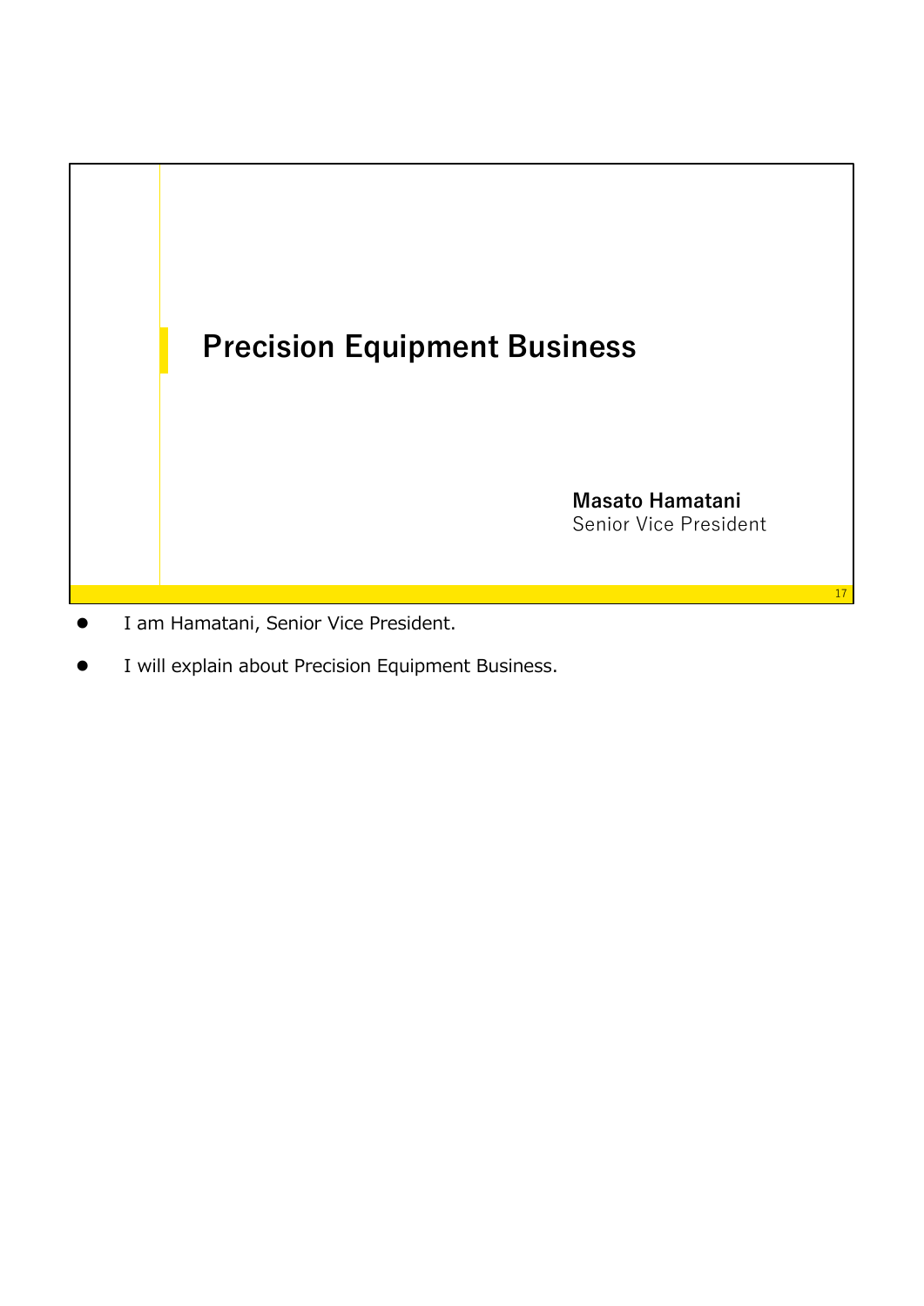# Precision Equipment Business

**Masato Hamatani**
Senior Vice President

- I am Hamatani, Senior Vice President.
- I will explain about Precision Equipment Business.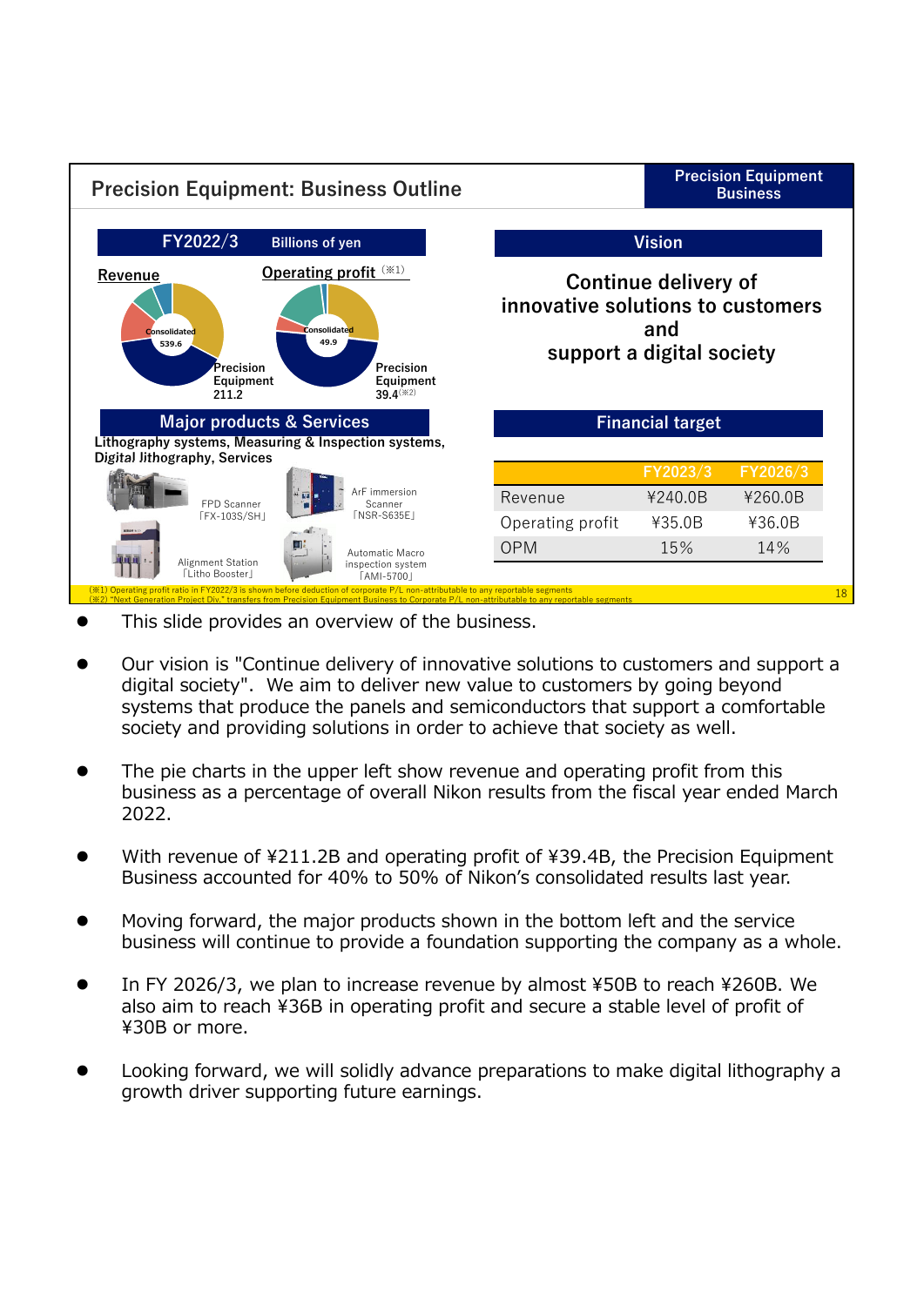# Precision Equipment: Business Outline

**Precision Equipment Business**

**FY2022/3** Billions of yen

**Revenue**

Consolidated 539.6

Precision Equipment 211.2

**Operating profit** (※1)

Consolidated 49.9

Precision Equipment 39.4 (※2)

## Major products & Services

**Lithography systems, Measuring & Inspection systems, Digital lithography, Services**

- FPD Scanner 「FX-103S/SH」
- ArF immersion Scanner 「NSR-S635E」
- Alignment Station 「Litho Booster」
- Automatic Macro inspection system 「AMI-5700」

## Vision

**Continue delivery of innovative solutions to customers and support a digital society**

## Financial target

| | FY2023/3 | FY2026/3 |
|---|---|---|
| Revenue | ¥240.0B | ¥260.0B |
| Operating profit | ¥35.0B | ¥36.0B |
| OPM | 15% | 14% |

(※1) Operating profit ratio in FY2022/3 is shown before deduction of corporate P/L non-attributable to any reportable segments
(※2) "Next Generation Project Div." transfers from Precision Equipment Business to Corporate P/L non-attributable to any reportable segments

- This slide provides an overview of the business.
- Our vision is "Continue delivery of innovative solutions to customers and support a digital society". We aim to deliver new value to customers by going beyond systems that produce the panels and semiconductors that support a comfortable society and providing solutions in order to achieve that society as well.
- The pie charts in the upper left show revenue and operating profit from this business as a percentage of overall Nikon results from the fiscal year ended March 2022.
- With revenue of ¥211.2B and operating profit of ¥39.4B, the Precision Equipment Business accounted for 40% to 50% of Nikon's consolidated results last year.
- Moving forward, the major products shown in the bottom left and the service business will continue to provide a foundation supporting the company as a whole.
- In FY 2026/3, we plan to increase revenue by almost ¥50B to reach ¥260B. We also aim to reach ¥36B in operating profit and secure a stable level of profit of ¥30B or more.
- Looking forward, we will solidly advance preparations to make digital lithography a growth driver supporting future earnings.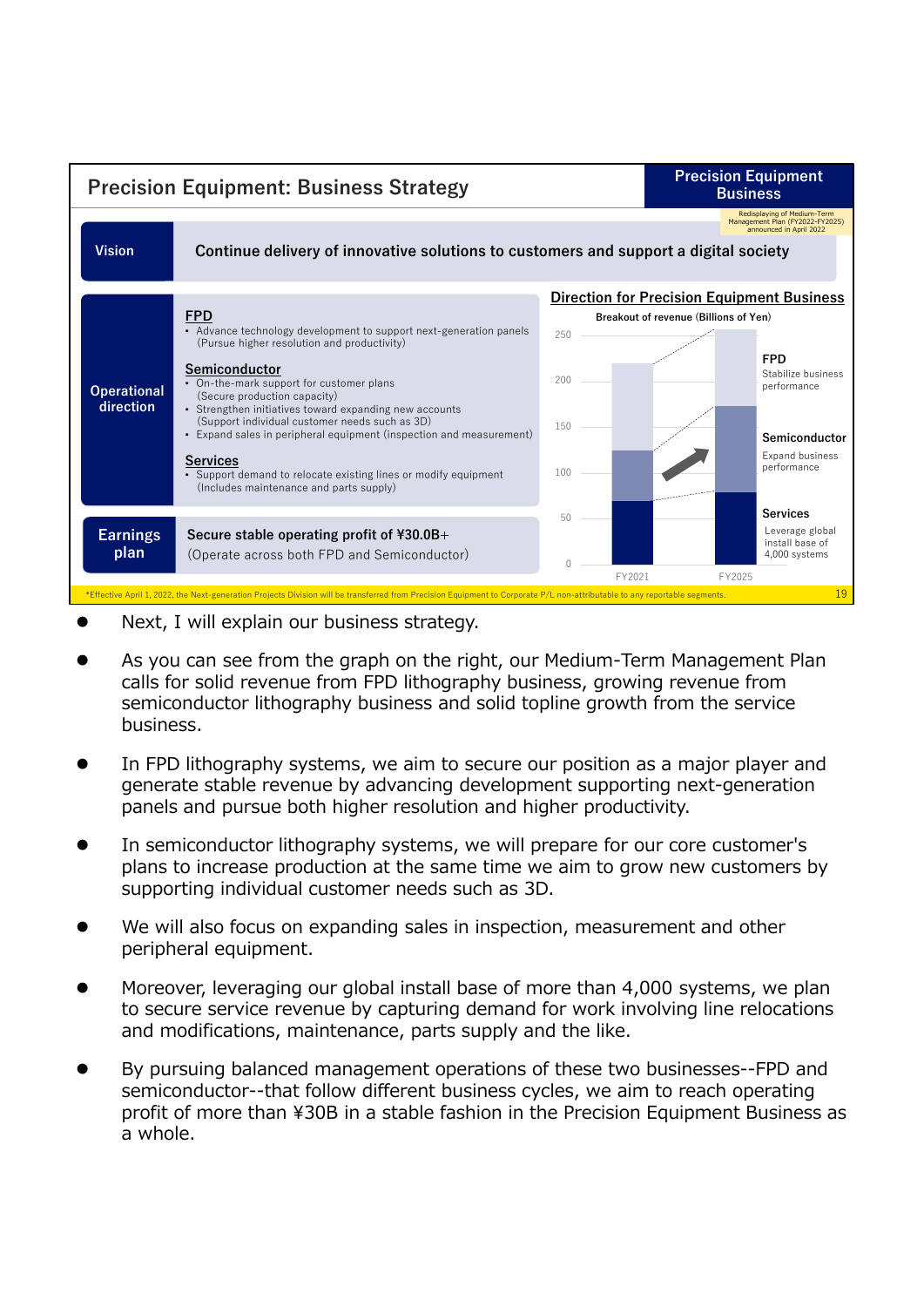## Precision Equipment: Business Strategy

**Precision Equipment Business**

Redisplaying of Medium-Term Management Plan (FY2022-FY2025) announced in April 2022

**Vision**

**Continue delivery of innovative solutions to customers and support a digital society**

**Operational direction**

**FPD**
- Advance technology development to support next-generation panels (Pursue higher resolution and productivity)

**Semiconductor**
- On-the-mark support for customer plans (Secure production capacity)
- Strengthen initiatives toward expanding new accounts (Support individual customer needs such as 3D)
- Expand sales in peripheral equipment (inspection and measurement)

**Services**
- Support demand to relocate existing lines or modify equipment (Includes maintenance and parts supply)

**Earnings plan**

**Secure stable operating profit of ¥30.0B+**
(Operate across both FPD and Semiconductor)

**Direction for Precision Equipment Business**

Breakout of revenue (Billions of Yen)

- **FPD**: Stabilize business performance
- **Semiconductor**: Expand business performance
- **Services**: Leverage global install base of 4,000 systems

(Chart: FY2021 vs FY2025; axis 0–250)

*Effective April 1, 2022, the Next-generation Projects Division will be transferred from Precision Equipment to Corporate P/L non-attributable to any reportable segments.

- Next, I will explain our business strategy.
- As you can see from the graph on the right, our Medium-Term Management Plan calls for solid revenue from FPD lithography business, growing revenue from semiconductor lithography business and solid topline growth from the service business.
- In FPD lithography systems, we aim to secure our position as a major player and generate stable revenue by advancing development supporting next-generation panels and pursue both higher resolution and higher productivity.
- In semiconductor lithography systems, we will prepare for our core customer's plans to increase production at the same time we aim to grow new customers by supporting individual customer needs such as 3D.
- We will also focus on expanding sales in inspection, measurement and other peripheral equipment.
- Moreover, leveraging our global install base of more than 4,000 systems, we plan to secure service revenue by capturing demand for work involving line relocations and modifications, maintenance, parts supply and the like.
- By pursuing balanced management operations of these two businesses--FPD and semiconductor--that follow different business cycles, we aim to reach operating profit of more than ¥30B in a stable fashion in the Precision Equipment Business as a whole.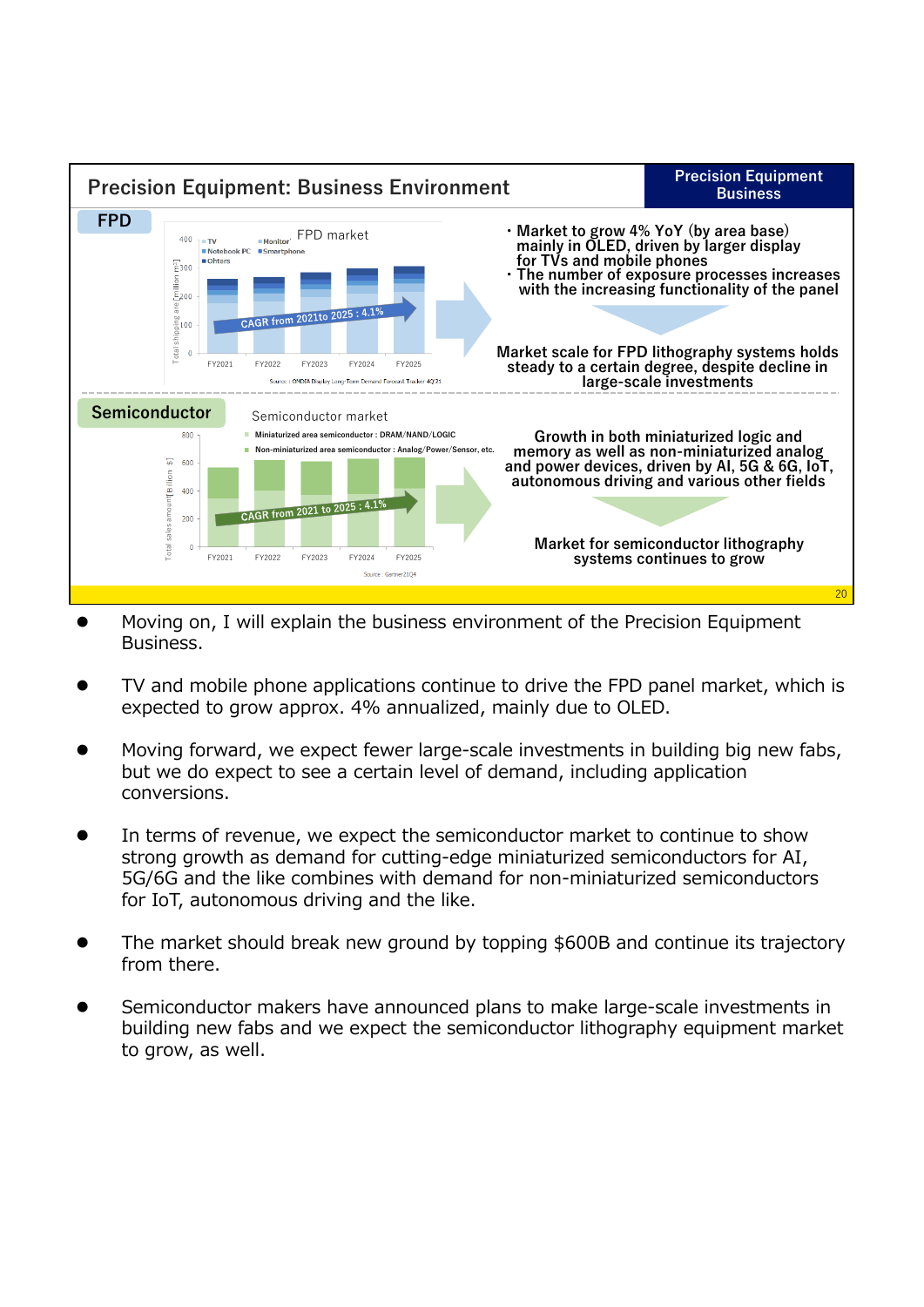## Precision Equipment: Business Environment

**Precision Equipment Business**

### FPD

FPD market

- TV
- Monitor
- Notebook PC
- Smartphone
- Ohters

Total shipping are [million m²]

CAGR from 2021to 2025 : 4.1%

FY2021 FY2022 FY2023 FY2024 FY2025

Source : OMDIA Display Long-Term Demand Forecast Tracker 4Q'21

- Market to grow 4% YoY (by area base) mainly in OLED, driven by larger display for TVs and mobile phones
- The number of exposure processes increases with the increasing functionality of the panel

**Market scale for FPD lithography systems holds steady to a certain degree, despite decline in large-scale investments**

### Semiconductor

Semiconductor market

- Miniaturized area semiconductor : DRAM/NAND/LOGIC
- Non-miniaturized area semiconductor : Analog/Power/Sensor, etc.

Total sales amount [Billion $]

CAGR from 2021 to 2025 : 4.1%

FY2021 FY2022 FY2023 FY2024 FY2025

Source : Gartner21Q4

**Growth in both miniaturized logic and memory as well as non-miniaturized analog and power devices, driven by AI, 5G & 6G, IoT, autonomous driving and various other fields**

**Market for semiconductor lithography systems continues to grow**

- Moving on, I will explain the business environment of the Precision Equipment Business.
- TV and mobile phone applications continue to drive the FPD panel market, which is expected to grow approx. 4% annualized, mainly due to OLED.
- Moving forward, we expect fewer large-scale investments in building big new fabs, but we do expect to see a certain level of demand, including application conversions.
- In terms of revenue, we expect the semiconductor market to continue to show strong growth as demand for cutting-edge miniaturized semiconductors for AI, 5G/6G and the like combines with demand for non-miniaturized semiconductors for IoT, autonomous driving and the like.
- The market should break new ground by topping $600B and continue its trajectory from there.
- Semiconductor makers have announced plans to make large-scale investments in building new fabs and we expect the semiconductor lithography equipment market to grow, as well.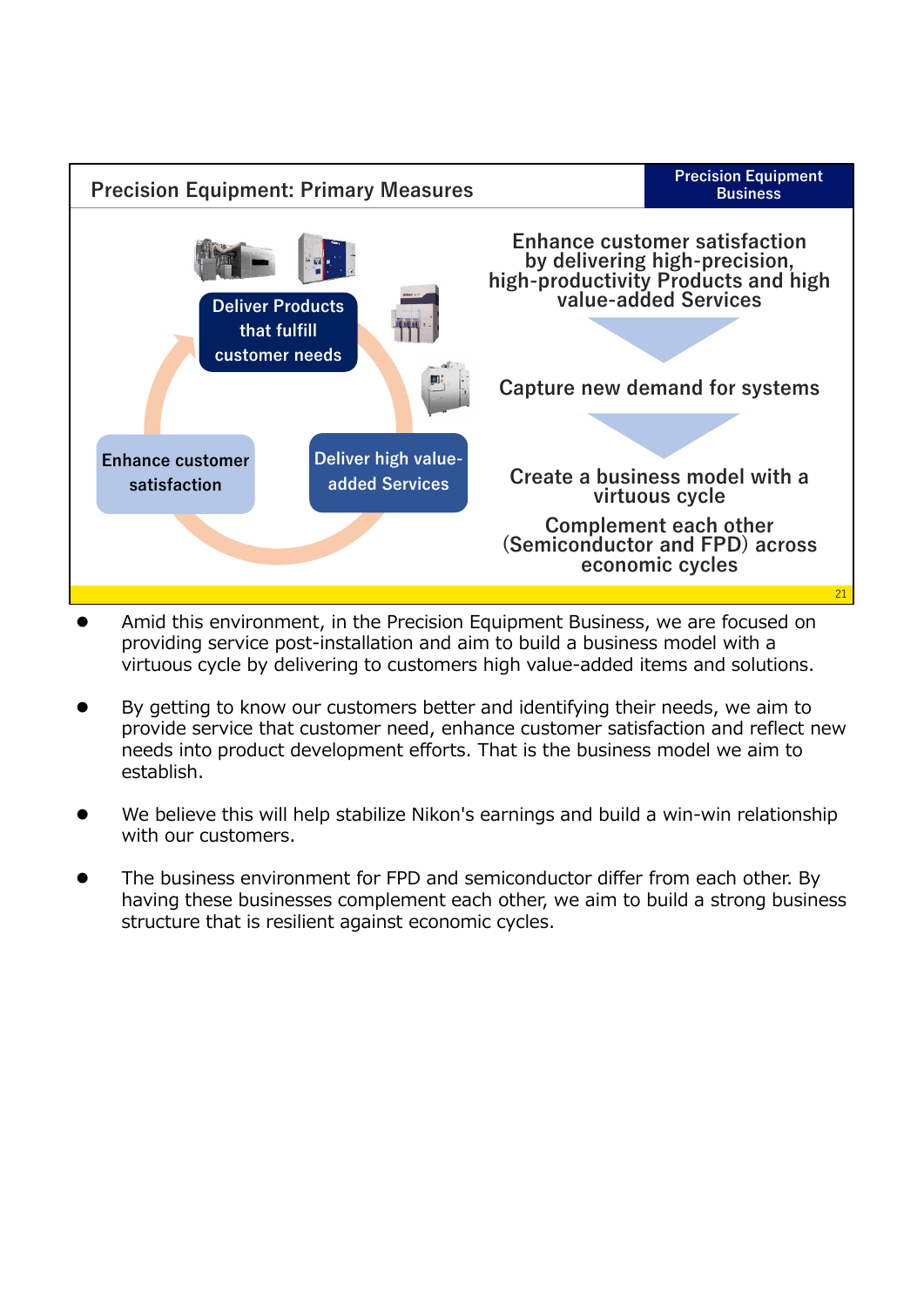## Precision Equipment: Primary Measures

**Precision Equipment Business**

Deliver Products that fulfill customer needs

Deliver high value-added Services

Enhance customer satisfaction

Enhance customer satisfaction by delivering high-precision, high-productivity Products and high value-added Services

Capture new demand for systems

Create a business model with a virtuous cycle

Complement each other (Semiconductor and FPD) across economic cycles

- Amid this environment, in the Precision Equipment Business, we are focused on providing service post-installation and aim to build a business model with a virtuous cycle by delivering to customers high value-added items and solutions.
- By getting to know our customers better and identifying their needs, we aim to provide service that customer need, enhance customer satisfaction and reflect new needs into product development efforts. That is the business model we aim to establish.
- We believe this will help stabilize Nikon's earnings and build a win-win relationship with our customers.
- The business environment for FPD and semiconductor differ from each other. By having these businesses complement each other, we aim to build a strong business structure that is resilient against economic cycles.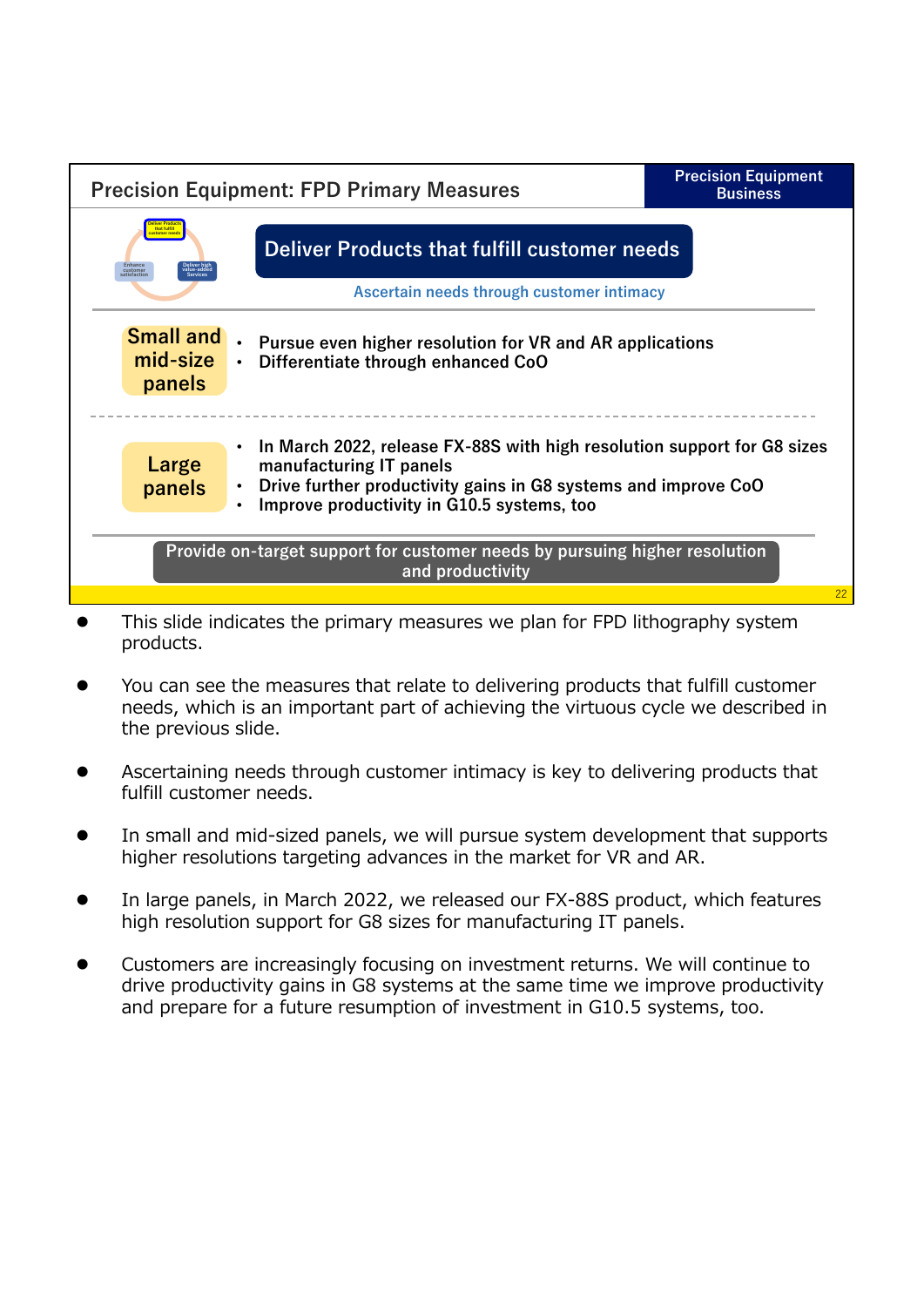## Precision Equipment: FPD Primary Measures

**Precision Equipment Business**

Deliver Products that fulfill customer needs

Enhance customer satisfaction

Deliver high value-added Services

**Deliver Products that fulfill customer needs**

Ascertain needs through customer intimacy

**Small and mid-size panels**

- Pursue even higher resolution for VR and AR applications
- Differentiate through enhanced CoO

**Large panels**

- In March 2022, release FX-88S with high resolution support for G8 sizes manufacturing IT panels
- Drive further productivity gains in G8 systems and improve CoO
- Improve productivity in G10.5 systems, too

**Provide on-target support for customer needs by pursuing higher resolution and productivity**

- This slide indicates the primary measures we plan for FPD lithography system products.
- You can see the measures that relate to delivering products that fulfill customer needs, which is an important part of achieving the virtuous cycle we described in the previous slide.
- Ascertaining needs through customer intimacy is key to delivering products that fulfill customer needs.
- In small and mid-sized panels, we will pursue system development that supports higher resolutions targeting advances in the market for VR and AR.
- In large panels, in March 2022, we released our FX-88S product, which features high resolution support for G8 sizes for manufacturing IT panels.
- Customers are increasingly focusing on investment returns. We will continue to drive productivity gains in G8 systems at the same time we improve productivity and prepare for a future resumption of investment in G10.5 systems, too.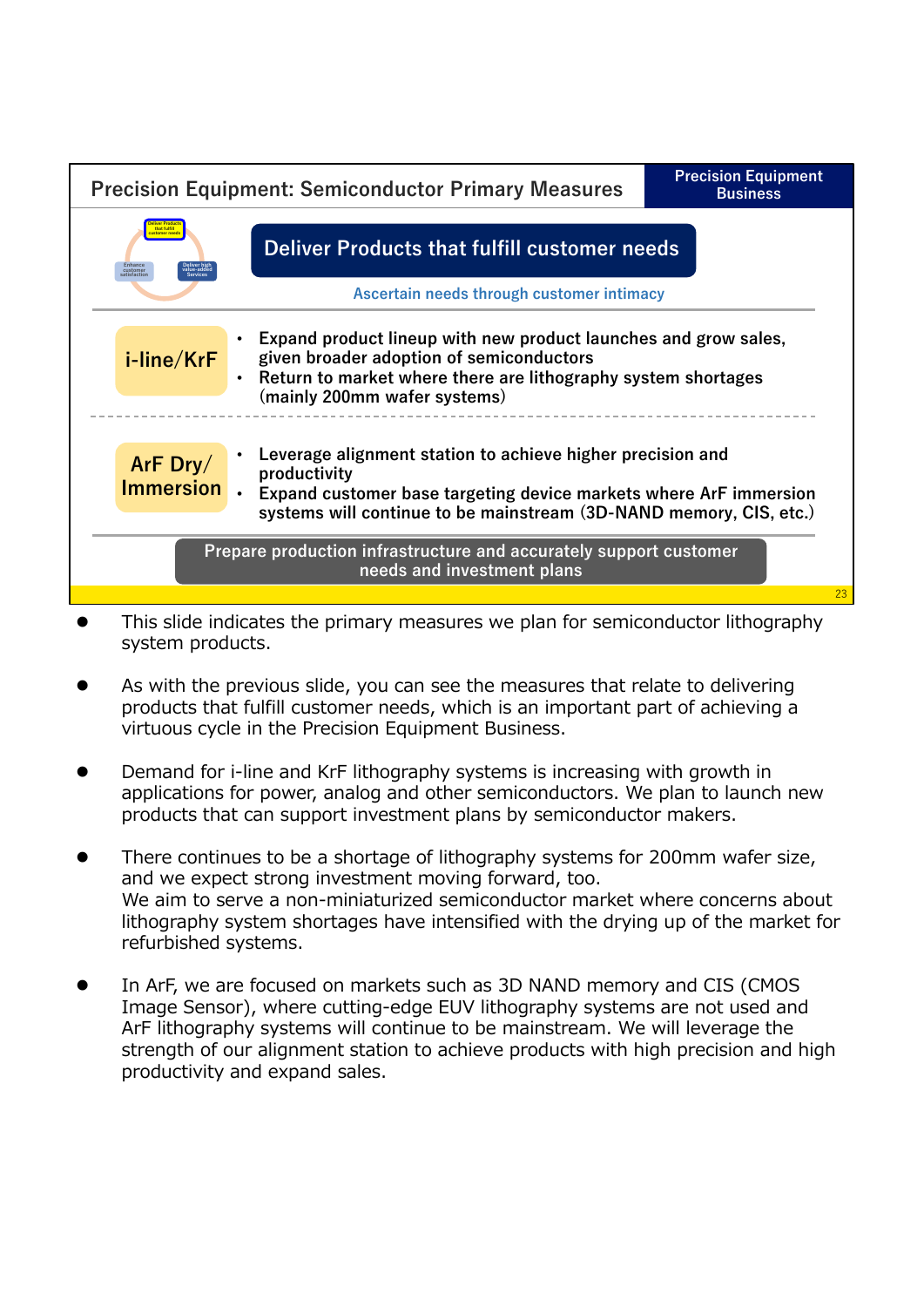## Precision Equipment: Semiconductor Primary Measures

**Precision Equipment Business**

**Deliver Products that fulfill customer needs**

Ascertain needs through customer intimacy

**i-line/KrF**

- Expand product lineup with new product launches and grow sales, given broader adoption of semiconductors
- Return to market where there are lithography system shortages (mainly 200mm wafer systems)

**ArF Dry/ Immersion**

- Leverage alignment station to achieve higher precision and productivity
- Expand customer base targeting device markets where ArF immersion systems will continue to be mainstream (3D-NAND memory, CIS, etc.)

**Prepare production infrastructure and accurately support customer needs and investment plans**

- This slide indicates the primary measures we plan for semiconductor lithography system products.
- As with the previous slide, you can see the measures that relate to delivering products that fulfill customer needs, which is an important part of achieving a virtuous cycle in the Precision Equipment Business.
- Demand for i-line and KrF lithography systems is increasing with growth in applications for power, analog and other semiconductors. We plan to launch new products that can support investment plans by semiconductor makers.
- There continues to be a shortage of lithography systems for 200mm wafer size, and we expect strong investment moving forward, too.
  We aim to serve a non-miniaturized semiconductor market where concerns about lithography system shortages have intensified with the drying up of the market for refurbished systems.
- In ArF, we are focused on markets such as 3D NAND memory and CIS (CMOS Image Sensor), where cutting-edge EUV lithography systems are not used and ArF lithography systems will continue to be mainstream. We will leverage the strength of our alignment station to achieve products with high precision and high productivity and expand sales.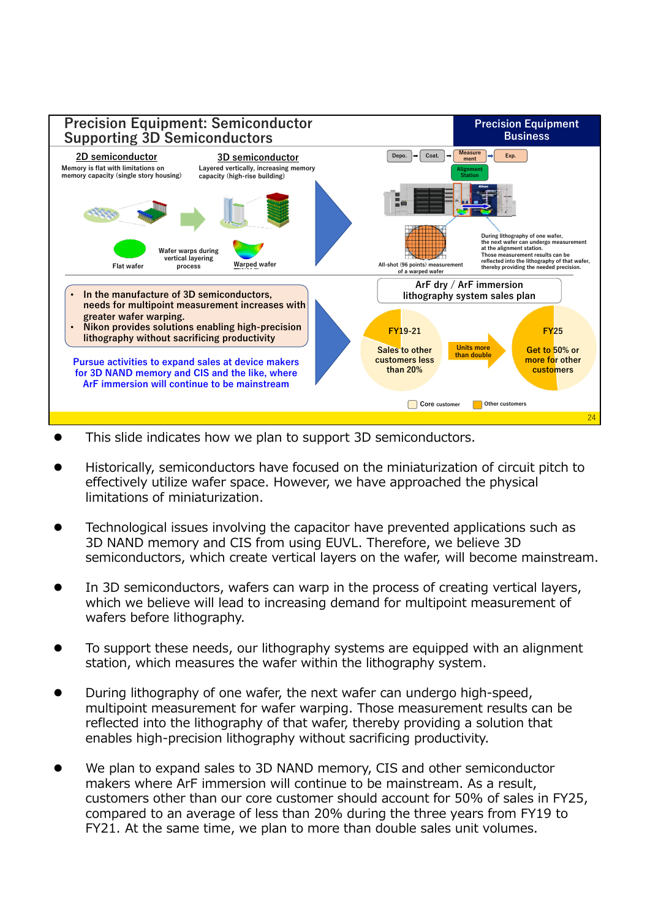## Precision Equipment: Semiconductor
## Supporting 3D Semiconductors

**Precision Equipment Business**

**2D semiconductor**
Memory is flat with limitations on memory capacity (single story housing)

**3D semiconductor**
Layered vertically, increasing memory capacity (high-rise building)

Flat wafer — Wafer warps during vertical layering process — Warped wafer

Depo. → Coat. → Measurement → Exp.
Alignment Station

All-shot (96 points) measurement of a warped wafer

During lithography of one wafer, the next wafer can undergo measurement at the alignment station. Those measurement results can be reflected into the lithography of that wafer, thereby providing the needed precision.

- **In the manufacture of 3D semiconductors, needs for multipoint measurement increases with greater wafer warping.**
- **Nikon provides solutions enabling high-precision lithography without sacrificing productivity**

**Pursue activities to expand sales at device makers for 3D NAND memory and CIS and the like, where ArF immersion will continue to be mainstream**

**ArF dry / ArF immersion lithography system sales plan**

**FY19-21**: Sales to other customers less than 20% → **Units more than double** → **FY25**: Get to 50% or more for other customers

Core customer / Other customers

- This slide indicates how we plan to support 3D semiconductors.
- Historically, semiconductors have focused on the miniaturization of circuit pitch to effectively utilize wafer space. However, we have approached the physical limitations of miniaturization.
- Technological issues involving the capacitor have prevented applications such as 3D NAND memory and CIS from using EUVL. Therefore, we believe 3D semiconductors, which create vertical layers on the wafer, will become mainstream.
- In 3D semiconductors, wafers can warp in the process of creating vertical layers, which we believe will lead to increasing demand for multipoint measurement of wafers before lithography.
- To support these needs, our lithography systems are equipped with an alignment station, which measures the wafer within the lithography system.
- During lithography of one wafer, the next wafer can undergo high-speed, multipoint measurement for wafer warping. Those measurement results can be reflected into the lithography of that wafer, thereby providing a solution that enables high-precision lithography without sacrificing productivity.
- We plan to expand sales to 3D NAND memory, CIS and other semiconductor makers where ArF immersion will continue to be mainstream. As a result, customers other than our core customer should account for 50% of sales in FY25, compared to an average of less than 20% during the three years from FY19 to FY21. At the same time, we plan to more than double sales unit volumes.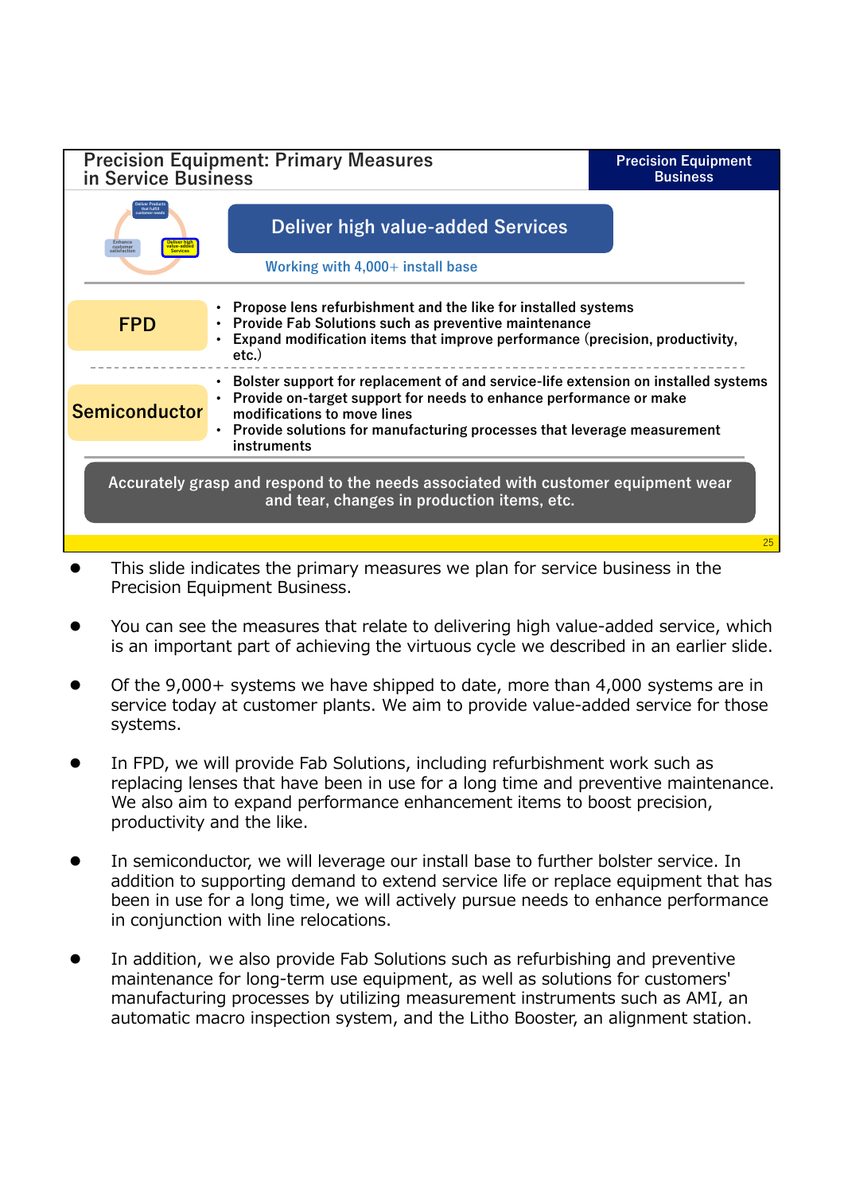## Precision Equipment: Primary Measures in Service Business

**Precision Equipment Business**

Deliver Products that fulfill customer needs

Enhance customer satisfaction

Deliver high value-added Services

### Deliver high value-added Services

Working with 4,000+ install base

**FPD**

- Propose lens refurbishment and the like for installed systems
- Provide Fab Solutions such as preventive maintenance
- Expand modification items that improve performance (precision, productivity, etc.)

**Semiconductor**

- Bolster support for replacement of and service-life extension on installed systems
- Provide on-target support for needs to enhance performance or make modifications to move lines
- Provide solutions for manufacturing processes that leverage measurement instruments

**Accurately grasp and respond to the needs associated with customer equipment wear and tear, changes in production items, etc.**

- This slide indicates the primary measures we plan for service business in the Precision Equipment Business.
- You can see the measures that relate to delivering high value-added service, which is an important part of achieving the virtuous cycle we described in an earlier slide.
- Of the 9,000+ systems we have shipped to date, more than 4,000 systems are in service today at customer plants. We aim to provide value-added service for those systems.
- In FPD, we will provide Fab Solutions, including refurbishment work such as replacing lenses that have been in use for a long time and preventive maintenance. We also aim to expand performance enhancement items to boost precision, productivity and the like.
- In semiconductor, we will leverage our install base to further bolster service. In addition to supporting demand to extend service life or replace equipment that has been in use for a long time, we will actively pursue needs to enhance performance in conjunction with line relocations.
- In addition, we also provide Fab Solutions such as refurbishing and preventive maintenance for long-term use equipment, as well as solutions for customers' manufacturing processes by utilizing measurement instruments such as AMI, an automatic macro inspection system, and the Litho Booster, an alignment station.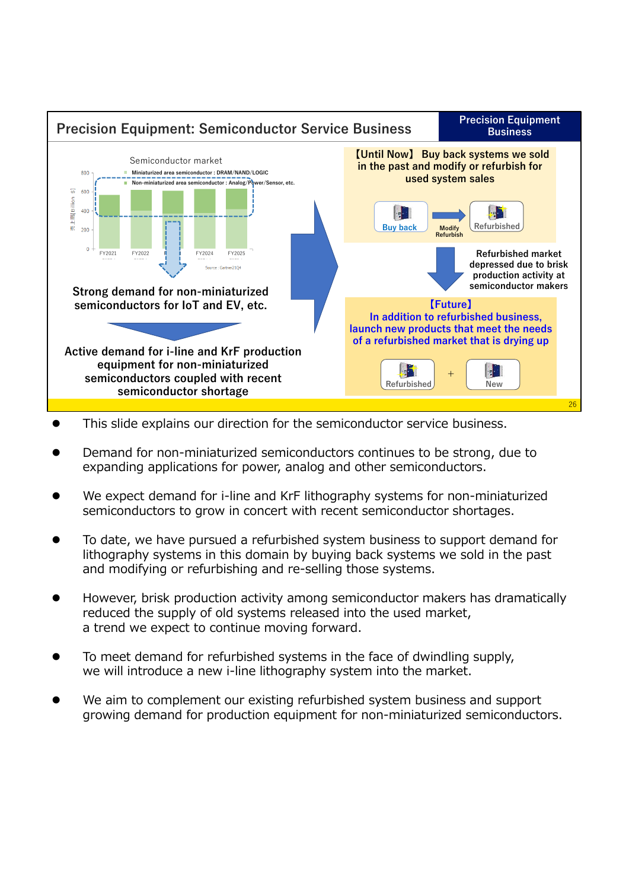## Precision Equipment: Semiconductor Service Business

**Precision Equipment Business**

Semiconductor market

- Miniaturized area semiconductor : DRAM/NAND/LOGIC
- Non-miniaturized area semiconductor : Analog/Power/Sensor, etc.

Source : Gartner21Q4

**Strong demand for non-miniaturized semiconductors for IoT and EV, etc.**

**Active demand for i-line and KrF production equipment for non-miniaturized semiconductors coupled with recent semiconductor shortage**

**【Until Now】 Buy back systems we sold in the past and modify or refurbish for used system sales**

Buy back → Modify Refurbish → Refurbished

**Refurbished market depressed due to brisk production activity at semiconductor makers**

**【Future】 In addition to refurbished business, launch new products that meet the needs of a refurbished market that is drying up**

Refurbished + New

- This slide explains our direction for the semiconductor service business.
- Demand for non-miniaturized semiconductors continues to be strong, due to expanding applications for power, analog and other semiconductors.
- We expect demand for i-line and KrF lithography systems for non-miniaturized semiconductors to grow in concert with recent semiconductor shortages.
- To date, we have pursued a refurbished system business to support demand for lithography systems in this domain by buying back systems we sold in the past and modifying or refurbishing and re-selling those systems.
- However, brisk production activity among semiconductor makers has dramatically reduced the supply of old systems released into the used market, a trend we expect to continue moving forward.
- To meet demand for refurbished systems in the face of dwindling supply, we will introduce a new i-line lithography system into the market.
- We aim to complement our existing refurbished system business and support growing demand for production equipment for non-miniaturized semiconductors.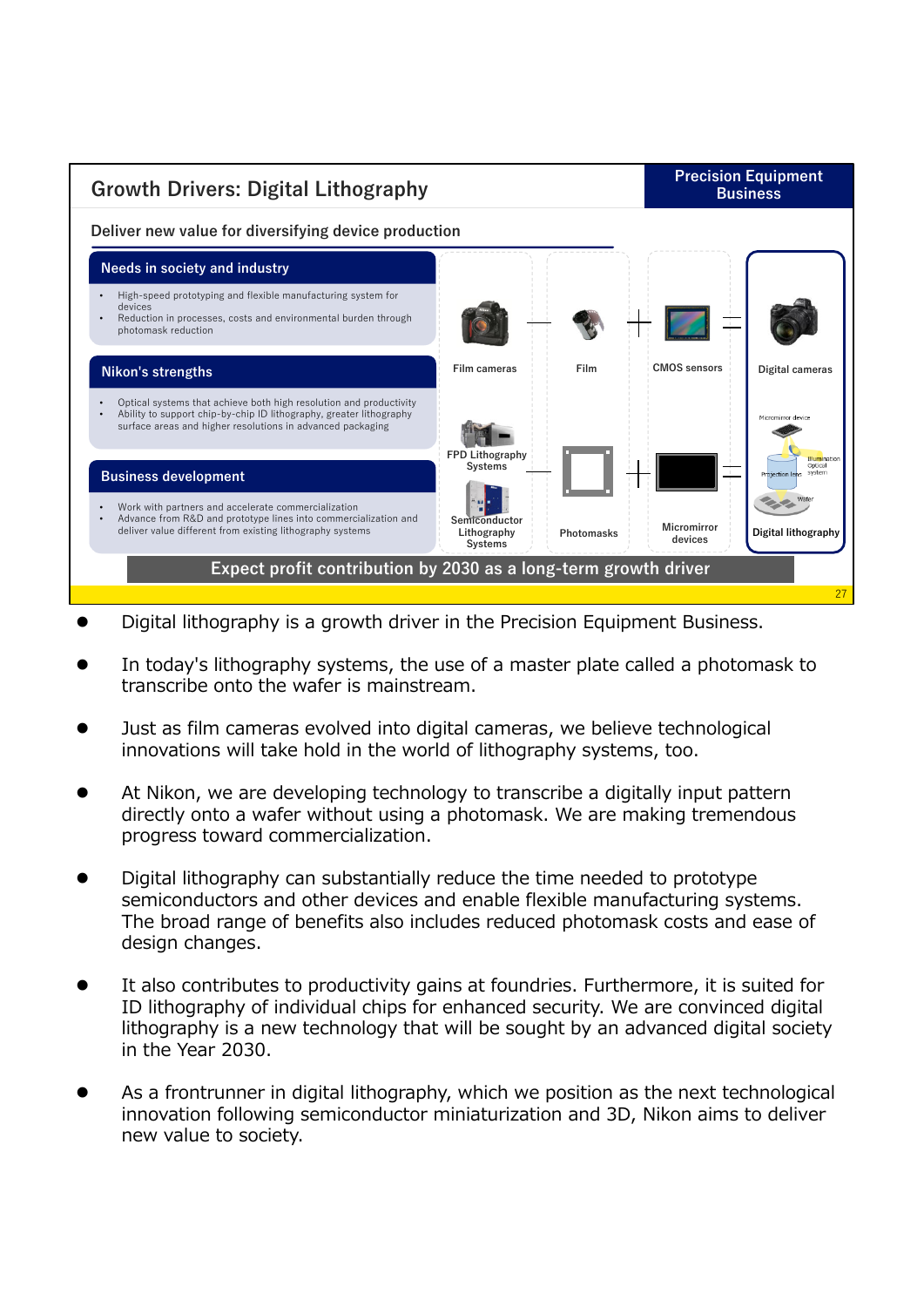## Growth Drivers: Digital Lithography

**Precision Equipment Business**

### Deliver new value for diversifying device production

**Needs in society and industry**

- High-speed prototyping and flexible manufacturing system for devices
- Reduction in processes, costs and environmental burden through photomask reduction

**Nikon's strengths**

- Optical systems that achieve both high resolution and productivity
- Ability to support chip-by-chip ID lithography, greater lithography surface areas and higher resolutions in advanced packaging

**Business development**

- Work with partners and accelerate commercialization
- Advance from R&D and prototype lines into commercialization and deliver value different from existing lithography systems

Film cameras − Film + CMOS sensors = Digital cameras

FPD Lithography Systems / Semiconductor Lithography Systems − Photomasks + Micromirror devices = Digital lithography

Micromirror device, Illumination optical system, Projection lens, Wafer

**Expect profit contribution by 2030 as a long-term growth driver**

- Digital lithography is a growth driver in the Precision Equipment Business.
- In today's lithography systems, the use of a master plate called a photomask to transcribe onto the wafer is mainstream.
- Just as film cameras evolved into digital cameras, we believe technological innovations will take hold in the world of lithography systems, too.
- At Nikon, we are developing technology to transcribe a digitally input pattern directly onto a wafer without using a photomask. We are making tremendous progress toward commercialization.
- Digital lithography can substantially reduce the time needed to prototype semiconductors and other devices and enable flexible manufacturing systems. The broad range of benefits also includes reduced photomask costs and ease of design changes.
- It also contributes to productivity gains at foundries. Furthermore, it is suited for ID lithography of individual chips for enhanced security. We are convinced digital lithography is a new technology that will be sought by an advanced digital society in the Year 2030.
- As a frontrunner in digital lithography, which we position as the next technological innovation following semiconductor miniaturization and 3D, Nikon aims to deliver new value to society.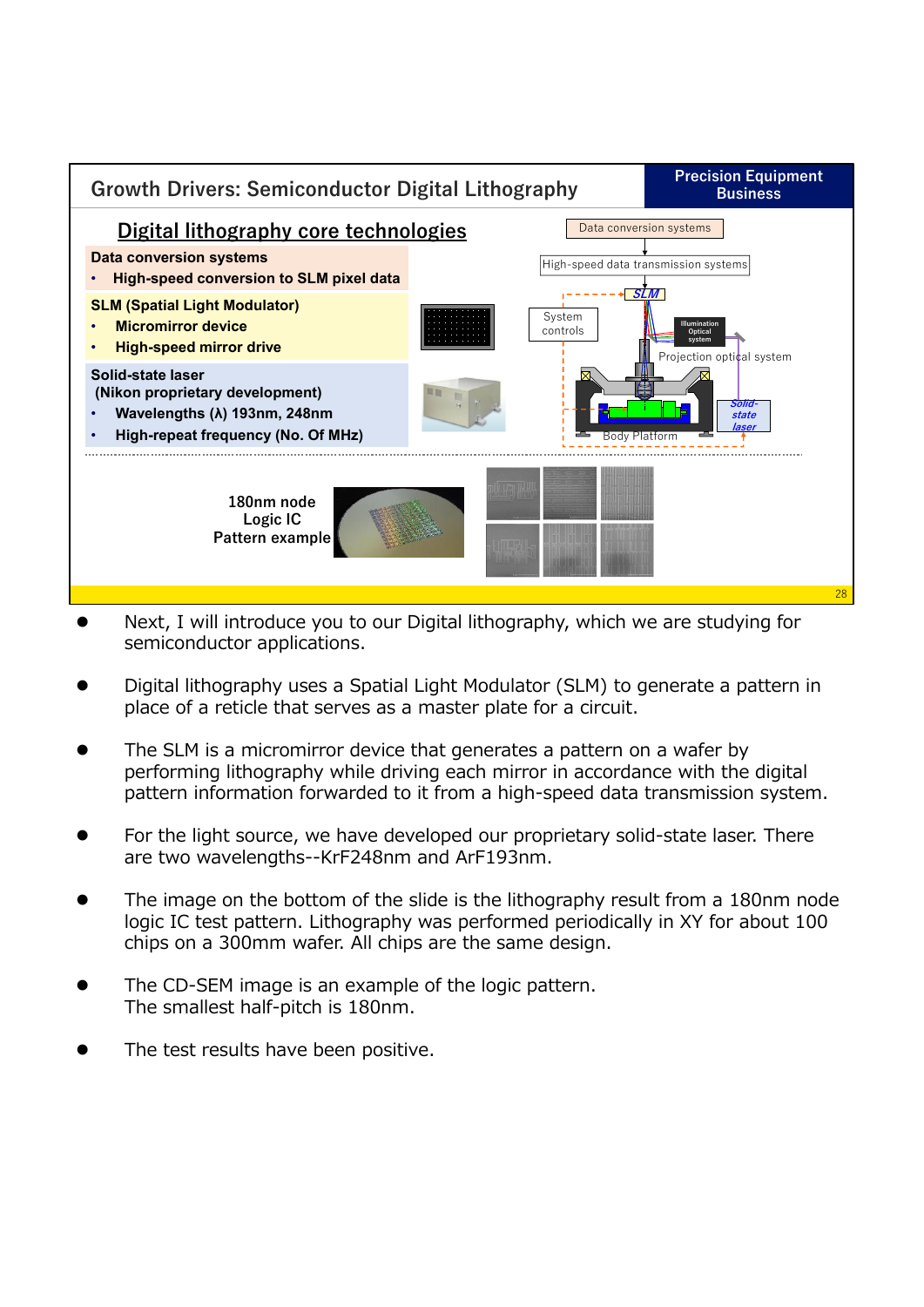## Growth Drivers: Semiconductor Digital Lithography

**Precision Equipment Business**

### Digital lithography core technologies

**Data conversion systems**

- **High-speed conversion to SLM pixel data**

**SLM (Spatial Light Modulator)**

- **Micromirror device**
- **High-speed mirror drive**

**Solid-state laser**
**(Nikon proprietary development)**

- **Wavelengths (λ) 193nm, 248nm**
- **High-repeat frequency (No. Of MHz)**

Data conversion systems

High-speed data transmission systems

SLM

System controls

Illumination Optical system

Projection optical system

Body Platform

Solid-state laser

**180nm node Logic IC Pattern example**

- Next, I will introduce you to our Digital lithography, which we are studying for semiconductor applications.

- Digital lithography uses a Spatial Light Modulator (SLM) to generate a pattern in place of a reticle that serves as a master plate for a circuit.

- The SLM is a micromirror device that generates a pattern on a wafer by performing lithography while driving each mirror in accordance with the digital pattern information forwarded to it from a high-speed data transmission system.

- For the light source, we have developed our proprietary solid-state laser. There are two wavelengths--KrF248nm and ArF193nm.

- The image on the bottom of the slide is the lithography result from a 180nm node logic IC test pattern. Lithography was performed periodically in XY for about 100 chips on a 300mm wafer. All chips are the same design.

- The CD-SEM image is an example of the logic pattern.
  The smallest half-pitch is 180nm.

- The test results have been positive.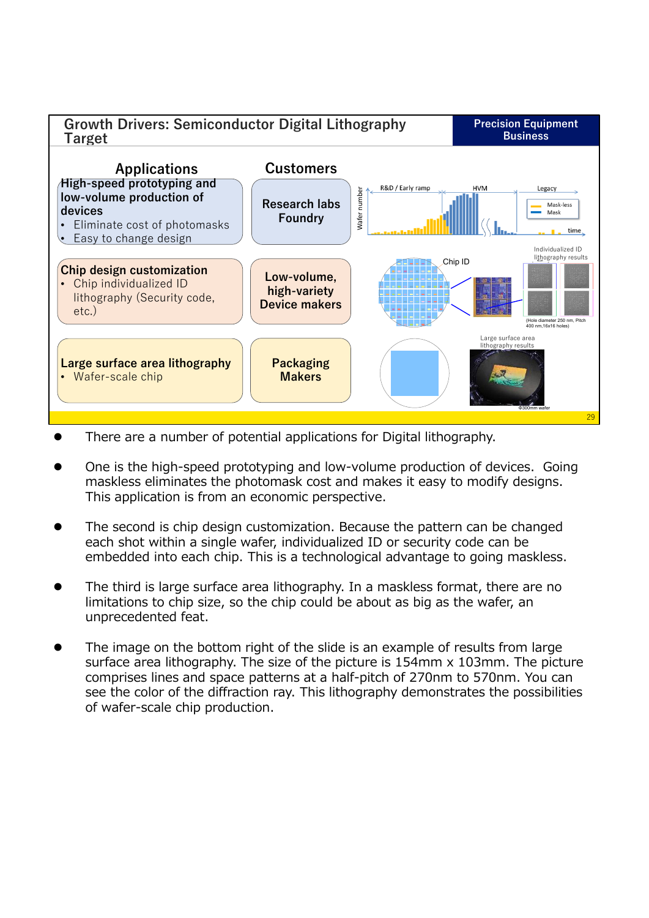## Growth Drivers: Semiconductor Digital Lithography Target

**Precision Equipment Business**

| Applications | Customers |
| --- | --- |
| **High-speed prototyping and low-volume production of devices**<br>• Eliminate cost of photomasks<br>• Easy to change design | **Research labs Foundry** |
| **Chip design customization**<br>• Chip individualized ID lithography (Security code, etc.) | **Low-volume, high-variety Device makers** |
| **Large surface area lithography**<br>• Wafer-scale chip | **Packaging Makers** |

R&D / Early ramp — HVM — Legacy; Wafer number; time; Mask-less; Mask

Chip ID

Individualized ID lithography results

(Hole diameter 250 nm, Pitch 400 nm,16x16 holes)

Large surface area lithography results

Φ300mm wafer

- There are a number of potential applications for Digital lithography.
- One is the high-speed prototyping and low-volume production of devices. Going maskless eliminates the photomask cost and makes it easy to modify designs. This application is from an economic perspective.
- The second is chip design customization. Because the pattern can be changed each shot within a single wafer, individualized ID or security code can be embedded into each chip. This is a technological advantage to going maskless.
- The third is large surface area lithography. In a maskless format, there are no limitations to chip size, so the chip could be about as big as the wafer, an unprecedented feat.
- The image on the bottom right of the slide is an example of results from large surface area lithography. The size of the picture is 154mm x 103mm. The picture comprises lines and space patterns at a half-pitch of 270nm to 570nm. You can see the color of the diffraction ray. This lithography demonstrates the possibilities of wafer-scale chip production.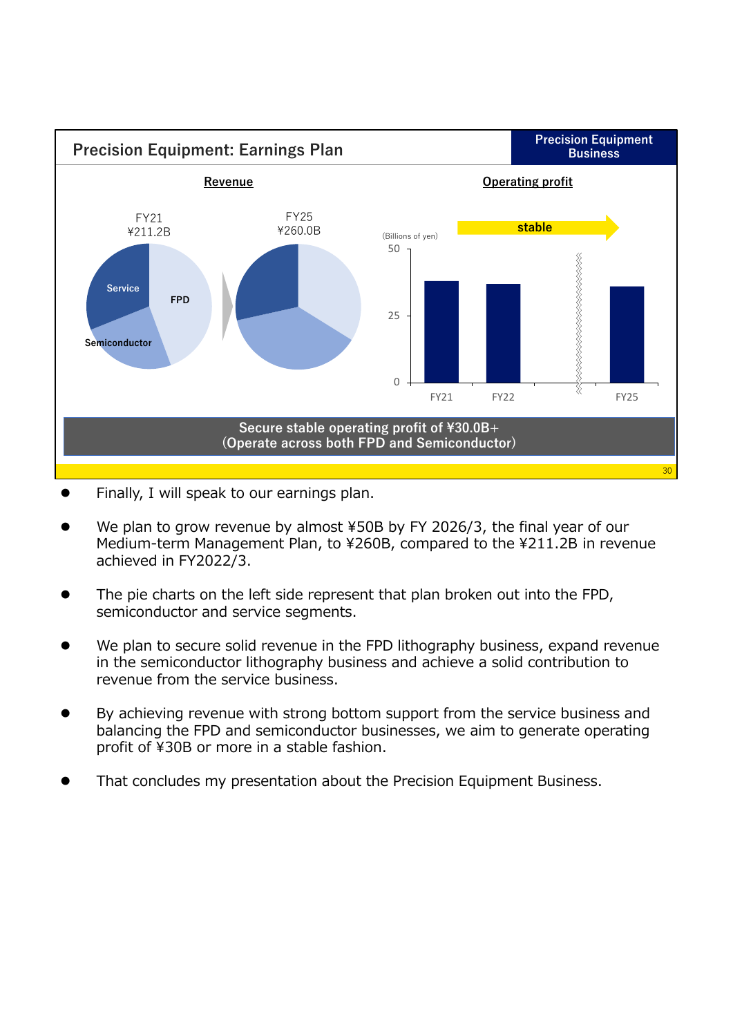## Precision Equipment: Earnings Plan

Precision Equipment Business

**Revenue**

FY21
¥211.2B

FY25
¥260.0B

Service
FPD
Semiconductor

**Operating profit**

stable

(Billions of yen)
50
25
0
FY21
FY22
FY25

**Secure stable operating profit of ¥30.0B+**
**(Operate across both FPD and Semiconductor)**

- Finally, I will speak to our earnings plan.
- We plan to grow revenue by almost ¥50B by FY 2026/3, the final year of our Medium-term Management Plan, to ¥260B, compared to the ¥211.2B in revenue achieved in FY2022/3.
- The pie charts on the left side represent that plan broken out into the FPD, semiconductor and service segments.
- We plan to secure solid revenue in the FPD lithography business, expand revenue in the semiconductor lithography business and achieve a solid contribution to revenue from the service business.
- By achieving revenue with strong bottom support from the service business and balancing the FPD and semiconductor businesses, we aim to generate operating profit of ¥30B or more in a stable fashion.
- That concludes my presentation about the Precision Equipment Business.